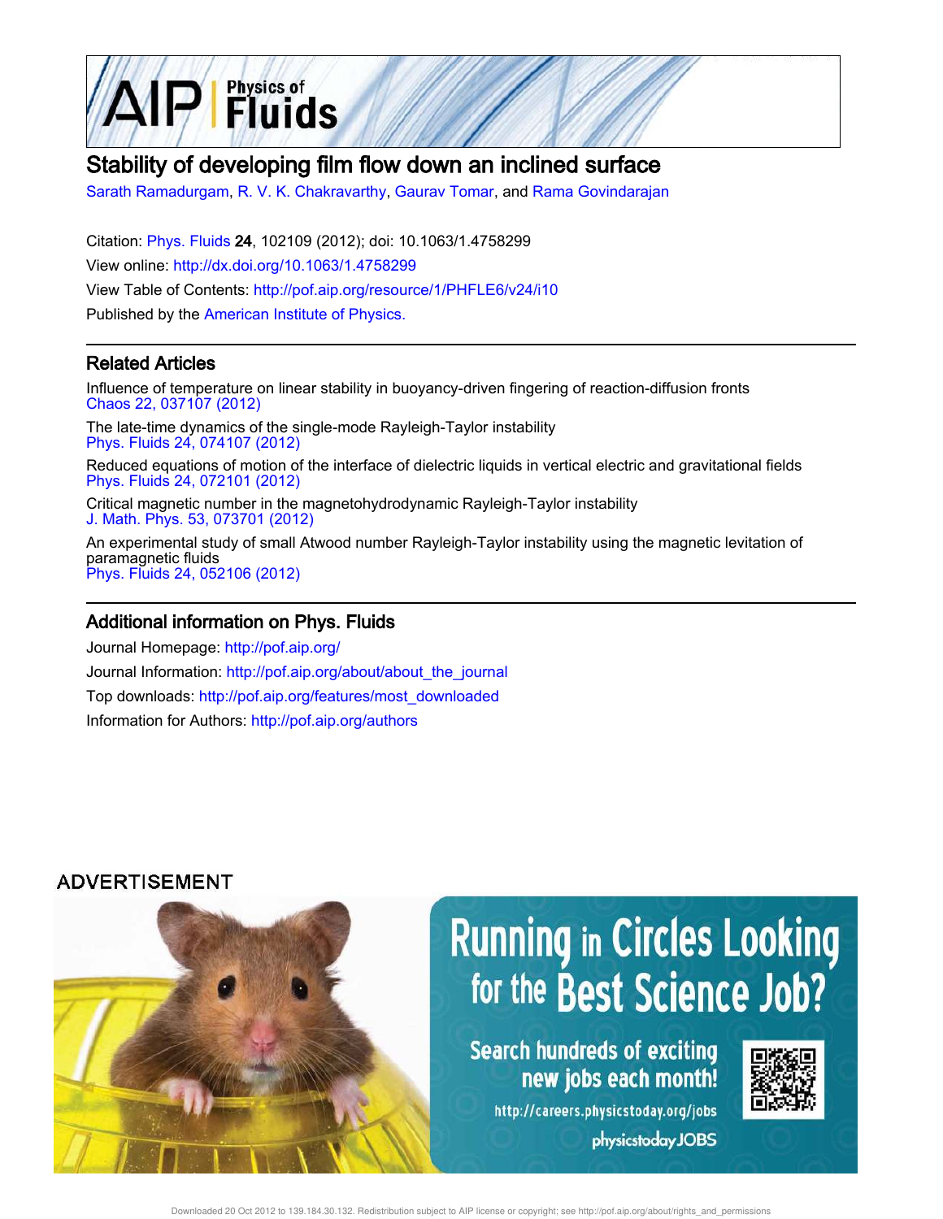# Stability of developing film flow down an inclined surface

Sarath Ramadurgam, R. V. K. Chakravarthy, Gaurav Tomar, and Rama Govindarajan

Citation: Phys. Fluids **24**, 102109 (2012); doi: 10.1063/1.4758299

View online: http://dx.doi.org/10.1063/1.4758299

View Table of Contents: http://pof.aip.org/resource/1/PHFLE6/v24/i10

Published by the American Institute of Physics.

## Related Articles

Influence of temperature on linear stability in buoyancy-driven fingering of reaction-diffusion fronts
Chaos 22, 037107 (2012)

The late-time dynamics of the single-mode Rayleigh-Taylor instability
Phys. Fluids 24, 074107 (2012)

Reduced equations of motion of the interface of dielectric liquids in vertical electric and gravitational fields
Phys. Fluids 24, 072101 (2012)

Critical magnetic number in the magnetohydrodynamic Rayleigh-Taylor instability
J. Math. Phys. 53, 073701 (2012)

An experimental study of small Atwood number Rayleigh-Taylor instability using the magnetic levitation of paramagnetic fluids
Phys. Fluids 24, 052106 (2012)

## Additional information on Phys. Fluids

Journal Homepage: http://pof.aip.org/

Journal Information: http://pof.aip.org/about/about_the_journal

Top downloads: http://pof.aip.org/features/most_downloaded

Information for Authors: http://pof.aip.org/authors

ADVERTISEMENT

Running in Circles Looking for the Best Science Job?

Search hundreds of exciting new jobs each month!

http://careers.physicstoday.org/jobs

physicstoday JOBS

Downloaded 20 Oct 2012 to 139.184.30.132. Redistribution subject to AIP license or copyright; see http://pof.aip.org/about/rights_and_permissions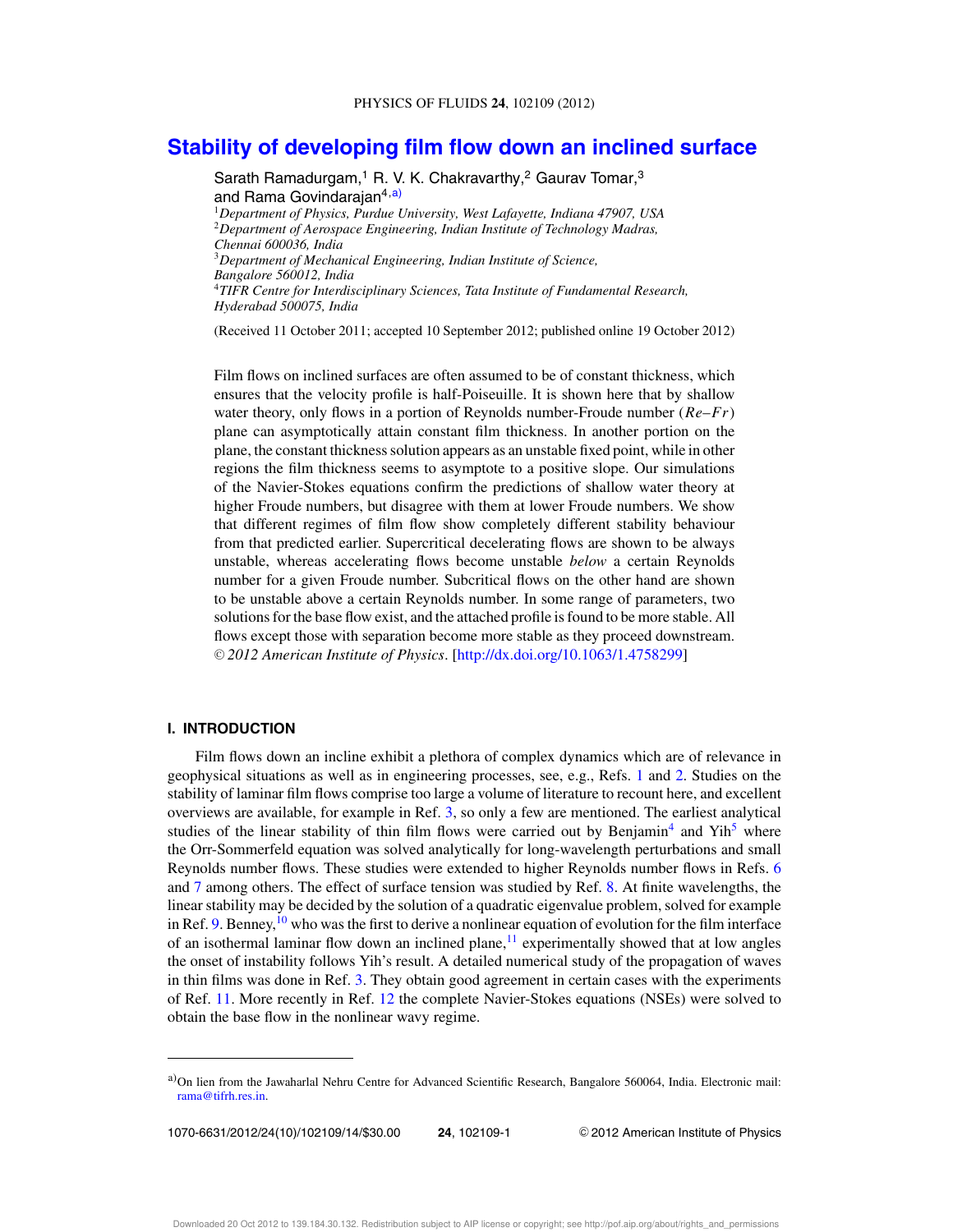# Stability of developing film flow down an inclined surface

Sarath Ramadurgam,[1] R. V. K. Chakravarthy,[2] Gaurav Tomar,[3] and Rama Govindarajan[4,a)]

[1]*Department of Physics, Purdue University, West Lafayette, Indiana 47907, USA*
[2]*Department of Aerospace Engineering, Indian Institute of Technology Madras, Chennai 600036, India*
[3]*Department of Mechanical Engineering, Indian Institute of Science, Bangalore 560012, India*
[4]*TIFR Centre for Interdisciplinary Sciences, Tata Institute of Fundamental Research, Hyderabad 500075, India*

(Received 11 October 2011; accepted 10 September 2012; published online 19 October 2012)

Film flows on inclined surfaces are often assumed to be of constant thickness, which ensures that the velocity profile is half-Poiseuille. It is shown here that by shallow water theory, only flows in a portion of Reynolds number-Froude number ($Re$–$Fr$) plane can asymptotically attain constant film thickness. In another portion on the plane, the constant thickness solution appears as an unstable fixed point, while in other regions the film thickness seems to asymptote to a positive slope. Our simulations of the Navier-Stokes equations confirm the predictions of shallow water theory at higher Froude numbers, but disagree with them at lower Froude numbers. We show that different regimes of film flow show completely different stability behaviour from that predicted earlier. Supercritical decelerating flows are shown to be always unstable, whereas accelerating flows become unstable *below* a certain Reynolds number for a given Froude number. Subcritical flows on the other hand are shown to be unstable above a certain Reynolds number. In some range of parameters, two solutions for the base flow exist, and the attached profile is found to be more stable. All flows except those with separation become more stable as they proceed downstream. *© 2012 American Institute of Physics*. [http://dx.doi.org/10.1063/1.4758299]

## I. INTRODUCTION

Film flows down an incline exhibit a plethora of complex dynamics which are of relevance in geophysical situations as well as in engineering processes, see, e.g., Refs. 1 and 2. Studies on the stability of laminar film flows comprise too large a volume of literature to recount here, and excellent overviews are available, for example in Ref. 3, so only a few are mentioned. The earliest analytical studies of the linear stability of thin film flows were carried out by Benjamin[4] and Yih[5] where the Orr-Sommerfeld equation was solved analytically for long-wavelength perturbations and small Reynolds number flows. These studies were extended to higher Reynolds number flows in Refs. 6 and 7 among others. The effect of surface tension was studied by Ref. 8. At finite wavelengths, the linear stability may be decided by the solution of a quadratic eigenvalue problem, solved for example in Ref. 9. Benney,[10] who was the first to derive a nonlinear equation of evolution for the film interface of an isothermal laminar flow down an inclined plane,[11] experimentally showed that at low angles the onset of instability follows Yih's result. A detailed numerical study of the propagation of waves in thin films was done in Ref. 3. They obtain good agreement in certain cases with the experiments of Ref. 11. More recently in Ref. 12 the complete Navier-Stokes equations (NSEs) were solved to obtain the base flow in the nonlinear wavy regime.

---

[a)]On lien from the Jawaharlal Nehru Centre for Advanced Scientific Research, Bangalore 560064, India. Electronic mail: rama@tifrh.res.in.

1070-6631/2012/24(10)/102109/14/$30.00 © 2012 American Institute of Physics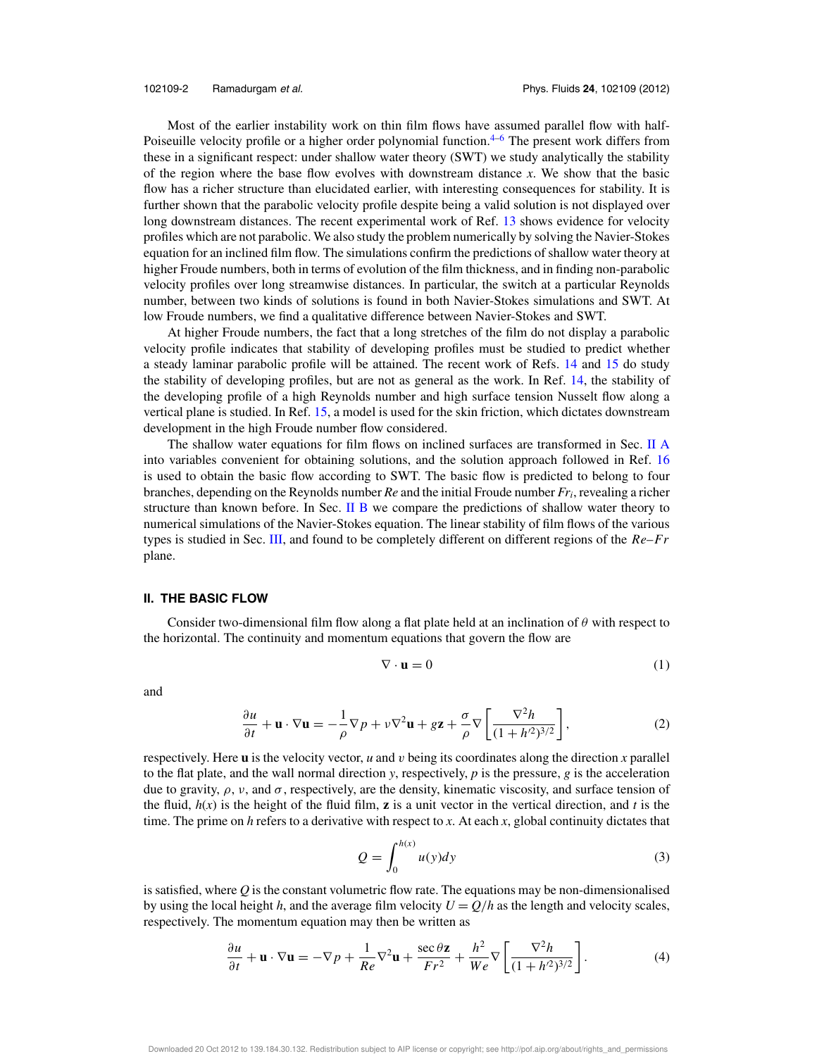Most of the earlier instability work on thin film flows have assumed parallel flow with half-Poiseuille velocity profile or a higher order polynomial function.[4–6] The present work differs from these in a significant respect: under shallow water theory (SWT) we study analytically the stability of the region where the base flow evolves with downstream distance $x$. We show that the basic flow has a richer structure than elucidated earlier, with interesting consequences for stability. It is further shown that the parabolic velocity profile despite being a valid solution is not displayed over long downstream distances. The recent experimental work of Ref. 13 shows evidence for velocity profiles which are not parabolic. We also study the problem numerically by solving the Navier-Stokes equation for an inclined film flow. The simulations confirm the predictions of shallow water theory at higher Froude numbers, both in terms of evolution of the film thickness, and in finding non-parabolic velocity profiles over long streamwise distances. In particular, the switch at a particular Reynolds number, between two kinds of solutions is found in both Navier-Stokes simulations and SWT. At low Froude numbers, we find a qualitative difference between Navier-Stokes and SWT.

At higher Froude numbers, the fact that a long stretches of the film do not display a parabolic velocity profile indicates that stability of developing profiles must be studied to predict whether a steady laminar parabolic profile will be attained. The recent work of Refs. 14 and 15 do study the stability of developing profiles, but are not as general as the work. In Ref. 14, the stability of the developing profile of a high Reynolds number and high surface tension Nusselt flow along a vertical plane is studied. In Ref. 15, a model is used for the skin friction, which dictates downstream development in the high Froude number flow considered.

The shallow water equations for film flows on inclined surfaces are transformed in Sec. II A into variables convenient for obtaining solutions, and the solution approach followed in Ref. 16 is used to obtain the basic flow according to SWT. The basic flow is predicted to belong to four branches, depending on the Reynolds number $Re$ and the initial Froude number $Fr_i$, revealing a richer structure than known before. In Sec. II B we compare the predictions of shallow water theory to numerical simulations of the Navier-Stokes equation. The linear stability of film flows of the various types is studied in Sec. III, and found to be completely different on different regions of the $Re$–$Fr$ plane.

## II. THE BASIC FLOW

Consider two-dimensional film flow along a flat plate held at an inclination of $\theta$ with respect to the horizontal. The continuity and momentum equations that govern the flow are

$$\nabla \cdot \mathbf{u} = 0 \tag{1}$$

and

$$\frac{\partial u}{\partial t} + \mathbf{u} \cdot \nabla \mathbf{u} = -\frac{1}{\rho}\nabla p + \nu \nabla^2 \mathbf{u} + g\mathbf{z} + \frac{\sigma}{\rho}\nabla\left[\frac{\nabla^2 h}{(1+h'^2)^{3/2}}\right], \tag{2}$$

respectively. Here $\mathbf{u}$ is the velocity vector, $u$ and $v$ being its coordinates along the direction $x$ parallel to the flat plate, and the wall normal direction $y$, respectively, $p$ is the pressure, $g$ is the acceleration due to gravity, $\rho$, $\nu$, and $\sigma$, respectively, are the density, kinematic viscosity, and surface tension of the fluid, $h(x)$ is the height of the fluid film, $\mathbf{z}$ is a unit vector in the vertical direction, and $t$ is the time. The prime on $h$ refers to a derivative with respect to $x$. At each $x$, global continuity dictates that

$$Q = \int_0^{h(x)} u(y)dy \tag{3}$$

is satisfied, where $Q$ is the constant volumetric flow rate. The equations may be non-dimensionalised by using the local height $h$, and the average film velocity $U = Q/h$ as the length and velocity scales, respectively. The momentum equation may then be written as

$$\frac{\partial u}{\partial t} + \mathbf{u} \cdot \nabla \mathbf{u} = -\nabla p + \frac{1}{Re}\nabla^2 \mathbf{u} + \frac{\sec\theta \mathbf{z}}{Fr^2} + \frac{h^2}{We}\nabla\left[\frac{\nabla^2 h}{(1+h'^2)^{3/2}}\right]. \tag{4}$$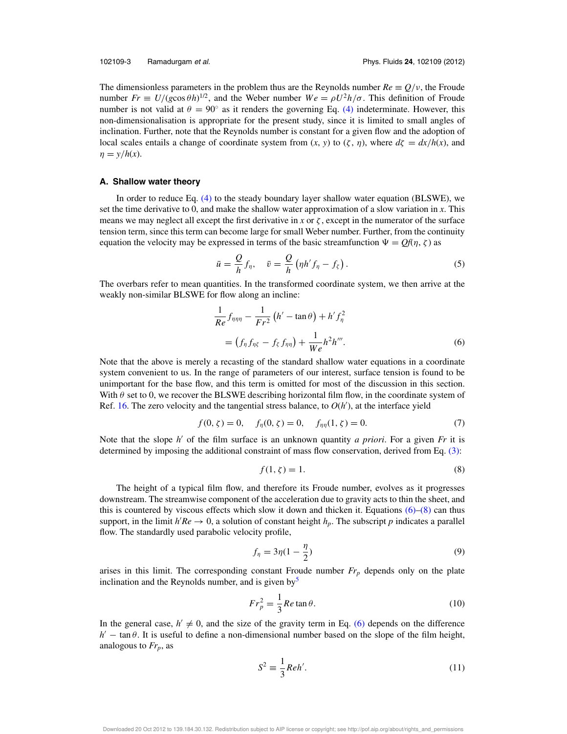The dimensionless parameters in the problem thus are the Reynolds number $Re \equiv Q/\nu$, the Froude number $Fr \equiv U/(g\cos\theta h)^{1/2}$, and the Weber number $We = \rho U^2 h/\sigma$. This definition of Froude number is not valid at $\theta = 90^\circ$ as it renders the governing Eq. (4) indeterminate. However, this non-dimensionalisation is appropriate for the present study, since it is limited to small angles of inclination. Further, note that the Reynolds number is constant for a given flow and the adoption of local scales entails a change of coordinate system from $(x, y)$ to $(\zeta, \eta)$, where $d\zeta = dx/h(x)$, and $\eta = y/h(x)$.

### A. Shallow water theory

In order to reduce Eq. (4) to the steady boundary layer shallow water equation (BLSWE), we set the time derivative to 0, and make the shallow water approximation of a slow variation in $x$. This means we may neglect all except the first derivative in $x$ or $\zeta$, except in the numerator of the surface tension term, since this term can become large for small Weber number. Further, from the continuity equation the velocity may be expressed in terms of the basic streamfunction $\Psi = Qf(\eta, \zeta)$ as

$$\bar{u} = \frac{Q}{h} f_\eta, \quad \bar{v} = \frac{Q}{h}\left(\eta h' f_\eta - f_\zeta\right). \tag{5}$$

The overbars refer to mean quantities. In the transformed coordinate system, we then arrive at the weakly non-similar BLSWE for flow along an incline:

$$\frac{1}{Re} f_{\eta\eta\eta} - \frac{1}{Fr^2}\left(h' - \tan\theta\right) + h' f_\eta^2 = \left(f_\eta f_{\eta\zeta} - f_\zeta f_{\eta\eta}\right) + \frac{1}{We} h^2 h'''. \tag{6}$$

Note that the above is merely a recasting of the standard shallow water equations in a coordinate system convenient to us. In the range of parameters of our interest, surface tension is found to be unimportant for the base flow, and this term is omitted for most of the discussion in this section. With $\theta$ set to 0, we recover the BLSWE describing horizontal film flow, in the coordinate system of Ref. 16. The zero velocity and the tangential stress balance, to $O(h')$, at the interface yield

$$f(0, \zeta) = 0, \quad f_\eta(0, \zeta) = 0, \quad f_{\eta\eta}(1, \zeta) = 0. \tag{7}$$

Note that the slope $h'$ of the film surface is an unknown quantity *a priori*. For a given $Fr$ it is determined by imposing the additional constraint of mass flow conservation, derived from Eq. (3):

$$f(1, \zeta) = 1. \tag{8}$$

The height of a typical film flow, and therefore its Froude number, evolves as it progresses downstream. The streamwise component of the acceleration due to gravity acts to thin the sheet, and this is countered by viscous effects which slow it down and thicken it. Equations (6)–(8) can thus support, in the limit $h'Re \to 0$, a solution of constant height $h_p$. The subscript $p$ indicates a parallel flow. The standardly used parabolic velocity profile,

$$f_\eta = 3\eta\left(1 - \frac{\eta}{2}\right) \tag{9}$$

arises in this limit. The corresponding constant Froude number $Fr_p$ depends only on the plate inclination and the Reynolds number, and is given by[5]

$$Fr_p^2 = \frac{1}{3} Re \tan\theta. \tag{10}$$

In the general case, $h' \neq 0$, and the size of the gravity term in Eq. (6) depends on the difference $h' - \tan\theta$. It is useful to define a non-dimensional number based on the slope of the film height, analogous to $Fr_p$, as

$$S^2 \equiv \frac{1}{3} Re h'. \tag{11}$$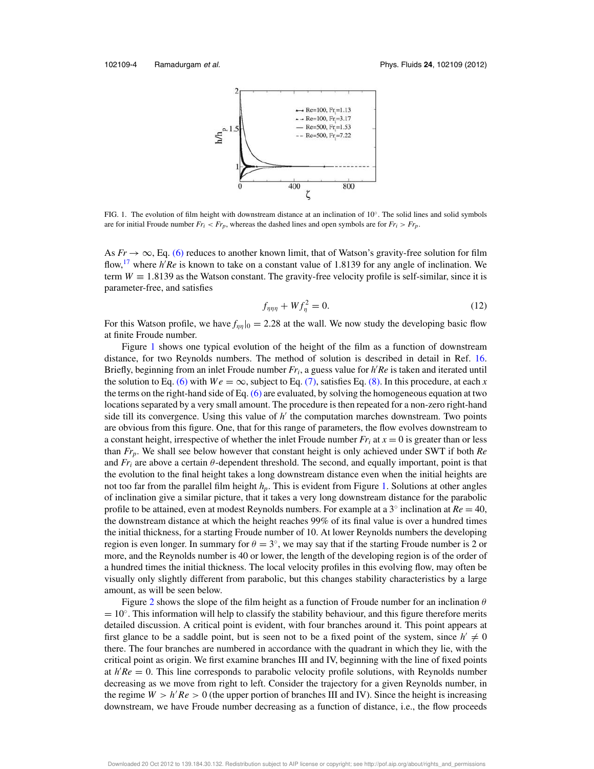FIG. 1. The evolution of film height with downstream distance at an inclination of 10°. The solid lines and solid symbols are for initial Froude number $Fr_i < Fr_p$, whereas the dashed lines and open symbols are for $Fr_i > Fr_p$.

As $Fr \to \infty$, Eq. (6) reduces to another known limit, that of Watson's gravity-free solution for film flow,[17] where $h'Re$ is known to take on a constant value of 1.8139 for any angle of inclination. We term $W \equiv 1.8139$ as the Watson constant. The gravity-free velocity profile is self-similar, since it is parameter-free, and satisfies

$$f_{\eta\eta\eta} + W f_\eta^2 = 0. \tag{12}$$

For this Watson profile, we have $f_{\eta\eta}|_0 = 2.28$ at the wall. We now study the developing basic flow at finite Froude number.

Figure 1 shows one typical evolution of the height of the film as a function of downstream distance, for two Reynolds numbers. The method of solution is described in detail in Ref. 16. Briefly, beginning from an inlet Froude number $Fr_i$, a guess value for $h'Re$ is taken and iterated until the solution to Eq. (6) with $We = \infty$, subject to Eq. (7), satisfies Eq. (8). In this procedure, at each $x$ the terms on the right-hand side of Eq. (6) are evaluated, by solving the homogeneous equation at two locations separated by a very small amount. The procedure is then repeated for a non-zero right-hand side till its convergence. Using this value of $h'$ the computation marches downstream. Two points are obvious from this figure. One, that for this range of parameters, the flow evolves downstream to a constant height, irrespective of whether the inlet Froude number $Fr_i$ at $x = 0$ is greater than or less than $Fr_p$. We shall see below however that constant height is only achieved under SWT if both $Re$ and $Fr_i$ are above a certain $\theta$-dependent threshold. The second, and equally important, point is that the evolution to the final height takes a long downstream distance even when the initial heights are not too far from the parallel film height $h_p$. This is evident from Figure 1. Solutions at other angles of inclination give a similar picture, that it takes a very long downstream distance for the parabolic profile to be attained, even at modest Reynolds numbers. For example at a 3° inclination at $Re = 40$, the downstream distance at which the height reaches 99% of its final value is over a hundred times the initial thickness, for a starting Froude number of 10. At lower Reynolds numbers the developing region is even longer. In summary for $\theta = 3°$, we may say that if the starting Froude number is 2 or more, and the Reynolds number is 40 or lower, the length of the developing region is of the order of a hundred times the initial thickness. The local velocity profiles in this evolving flow, may often be visually only slightly different from parabolic, but this changes stability characteristics by a large amount, as will be seen below.

Figure 2 shows the slope of the film height as a function of Froude number for an inclination $\theta = 10°$. This information will help to classify the stability behaviour, and this figure therefore merits detailed discussion. A critical point is evident, with four branches around it. This point appears at first glance to be a saddle point, but is seen not to be a fixed point of the system, since $h' \neq 0$ there. The four branches are numbered in accordance with the quadrant in which they lie, with the critical point as origin. We first examine branches III and IV, beginning with the line of fixed points at $h'Re = 0$. This line corresponds to parabolic velocity profile solutions, with Reynolds number decreasing as we move from right to left. Consider the trajectory for a given Reynolds number, in the regime $W > h'Re > 0$ (the upper portion of branches III and IV). Since the height is increasing downstream, we have Froude number decreasing as a function of distance, i.e., the flow proceeds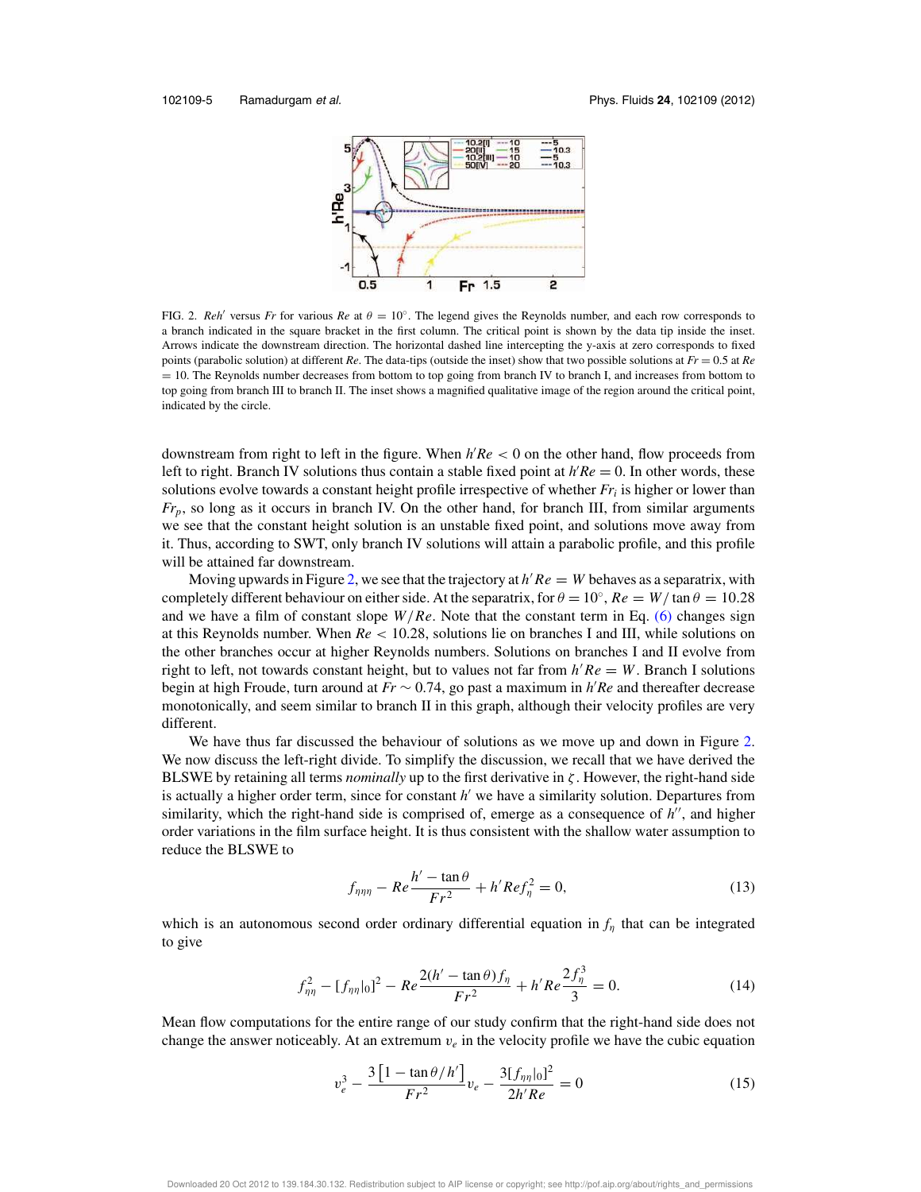FIG. 2. $Reh'$ versus $Fr$ for various $Re$ at $\theta = 10^\circ$. The legend gives the Reynolds number, and each row corresponds to a branch indicated in the square bracket in the first column. The critical point is shown by the data tip inside the inset. Arrows indicate the downstream direction. The horizontal dashed line intercepting the y-axis at zero corresponds to fixed points (parabolic solution) at different $Re$. The data-tips (outside the inset) show that two possible solutions at $Fr = 0.5$ at $Re = 10$. The Reynolds number decreases from bottom to top going from branch IV to branch I, and increases from bottom to top going from branch III to branch II. The inset shows a magnified qualitative image of the region around the critical point, indicated by the circle.

downstream from right to left in the figure. When $h'Re < 0$ on the other hand, flow proceeds from left to right. Branch IV solutions thus contain a stable fixed point at $h'Re = 0$. In other words, these solutions evolve towards a constant height profile irrespective of whether $Fr_i$ is higher or lower than $Fr_p$, so long as it occurs in branch IV. On the other hand, for branch III, from similar arguments we see that the constant height solution is an unstable fixed point, and solutions move away from it. Thus, according to SWT, only branch IV solutions will attain a parabolic profile, and this profile will be attained far downstream.

Moving upwards in Figure 2, we see that the trajectory at $h'Re = W$ behaves as a separatrix, with completely different behaviour on either side. At the separatrix, for $\theta = 10^\circ$, $Re = W/\tan\theta = 10.28$ and we have a film of constant slope $W/Re$. Note that the constant term in Eq. (6) changes sign at this Reynolds number. When $Re < 10.28$, solutions lie on branches I and III, while solutions on the other branches occur at higher Reynolds numbers. Solutions on branches I and II evolve from right to left, not towards constant height, but to values not far from $h'Re = W$. Branch I solutions begin at high Froude, turn around at $Fr \sim 0.74$, go past a maximum in $h'Re$ and thereafter decrease monotonically, and seem similar to branch II in this graph, although their velocity profiles are very different.

We have thus far discussed the behaviour of solutions as we move up and down in Figure 2. We now discuss the left-right divide. To simplify the discussion, we recall that we have derived the BLSWE by retaining all terms *nominally* up to the first derivative in $\zeta$. However, the right-hand side is actually a higher order term, since for constant $h'$ we have a similarity solution. Departures from similarity, which the right-hand side is comprised of, emerge as a consequence of $h''$, and higher order variations in the film surface height. It is thus consistent with the shallow water assumption to reduce the BLSWE to

$$f_{\eta\eta\eta} - Re\frac{h' - \tan\theta}{Fr^2} + h'Ref_\eta^2 = 0, \tag{13}$$

which is an autonomous second order ordinary differential equation in $f_\eta$ that can be integrated to give

$$f_{\eta\eta}^2 - [f_{\eta\eta}|_0]^2 - Re\frac{2(h' - \tan\theta)f_\eta}{Fr^2} + h'Re\frac{2f_\eta^3}{3} = 0. \tag{14}$$

Mean flow computations for the entire range of our study confirm that the right-hand side does not change the answer noticeably. At an extremum $v_e$ in the velocity profile we have the cubic equation

$$v_e^3 - \frac{3\left[1 - \tan\theta/h'\right]}{Fr^2}v_e - \frac{3[f_{\eta\eta}|_0]^2}{2h'Re} = 0 \tag{15}$$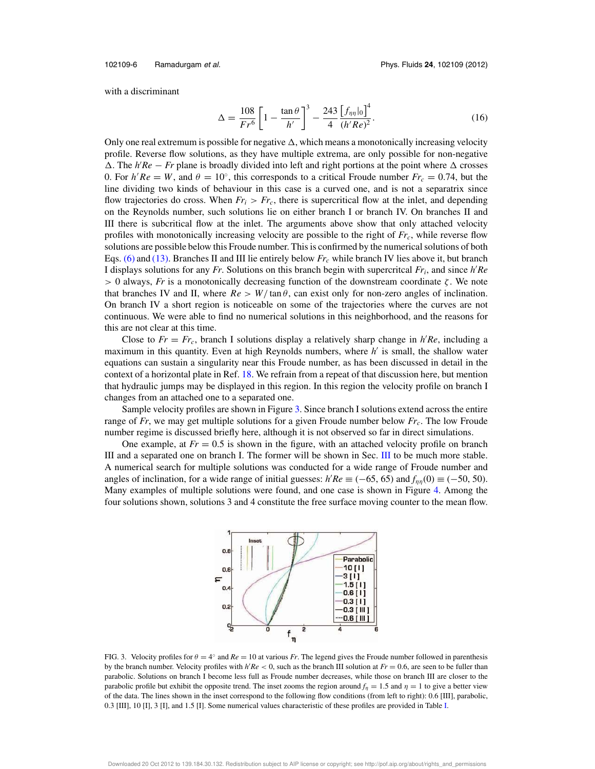with a discriminant

$$\Delta = \frac{108}{Fr^6}\left[1 - \frac{\tan\theta}{h'}\right]^3 - \frac{243}{4}\frac{\left[f_{\eta\eta}|_0\right]^4}{(h'Re)^2}. \tag{16}$$

Only one real extremum is possible for negative $\Delta$, which means a monotonically increasing velocity profile. Reverse flow solutions, as they have multiple extrema, are only possible for non-negative $\Delta$. The $h'Re - Fr$ plane is broadly divided into left and right portions at the point where $\Delta$ crosses 0. For $h'Re = W$, and $\theta = 10^\circ$, this corresponds to a critical Froude number $Fr_c = 0.74$, but the line dividing two kinds of behaviour in this case is a curved one, and is not a separatrix since flow trajectories do cross. When $Fr_i > Fr_c$, there is supercritical flow at the inlet, and depending on the Reynolds number, such solutions lie on either branch I or branch IV. On branches II and III there is subcritical flow at the inlet. The arguments above show that only attached velocity profiles with monotonically increasing velocity are possible to the right of $Fr_c$, while reverse flow solutions are possible below this Froude number. This is confirmed by the numerical solutions of both Eqs. (6) and (13). Branches II and III lie entirely below $Fr_c$ while branch IV lies above it, but branch I displays solutions for any $Fr$. Solutions on this branch begin with supercritical $Fr_i$, and since $h'Re > 0$ always, $Fr$ is a monotonically decreasing function of the downstream coordinate $\zeta$. We note that branches IV and II, where $Re > W/\tan\theta$, can exist only for non-zero angles of inclination. On branch IV a short region is noticeable on some of the trajectories where the curves are not continuous. We were able to find no numerical solutions in this neighborhood, and the reasons for this are not clear at this time.

Close to $Fr = Fr_c$, branch I solutions display a relatively sharp change in $h'Re$, including a maximum in this quantity. Even at high Reynolds numbers, where $h'$ is small, the shallow water equations can sustain a singularity near this Froude number, as has been discussed in detail in the context of a horizontal plate in Ref. 18. We refrain from a repeat of that discussion here, but mention that hydraulic jumps may be displayed in this region. In this region the velocity profile on branch I changes from an attached one to a separated one.

Sample velocity profiles are shown in Figure 3. Since branch I solutions extend across the entire range of $Fr$, we may get multiple solutions for a given Froude number below $Fr_c$. The low Froude number regime is discussed briefly here, although it is not observed so far in direct simulations.

One example, at $Fr = 0.5$ is shown in the figure, with an attached velocity profile on branch III and a separated one on branch I. The former will be shown in Sec. III to be much more stable. A numerical search for multiple solutions was conducted for a wide range of Froude number and angles of inclination, for a wide range of initial guesses: $h'Re \equiv (-65, 65)$ and $f_{\eta\eta}(0) \equiv (-50, 50)$. Many examples of multiple solutions were found, and one case is shown in Figure 4. Among the four solutions shown, solutions 3 and 4 constitute the free surface moving counter to the mean flow.

FIG. 3. Velocity profiles for $\theta = 4^\circ$ and $Re = 10$ at various $Fr$. The legend gives the Froude number followed in parenthesis by the branch number. Velocity profiles with $h'Re < 0$, such as the branch III solution at $Fr = 0.6$, are seen to be fuller than parabolic. Solutions on branch I become less full as Froude number decreases, while those on branch III are closer to the parabolic profile but exhibit the opposite trend. The inset zooms the region around $f_\eta = 1.5$ and $\eta = 1$ to give a better view of the data. The lines shown in the inset correspond to the following flow conditions (from left to right): 0.6 [III], parabolic, 0.3 [III], 10 [I], 3 [I], and 1.5 [I]. Some numerical values characteristic of these profiles are provided in Table I.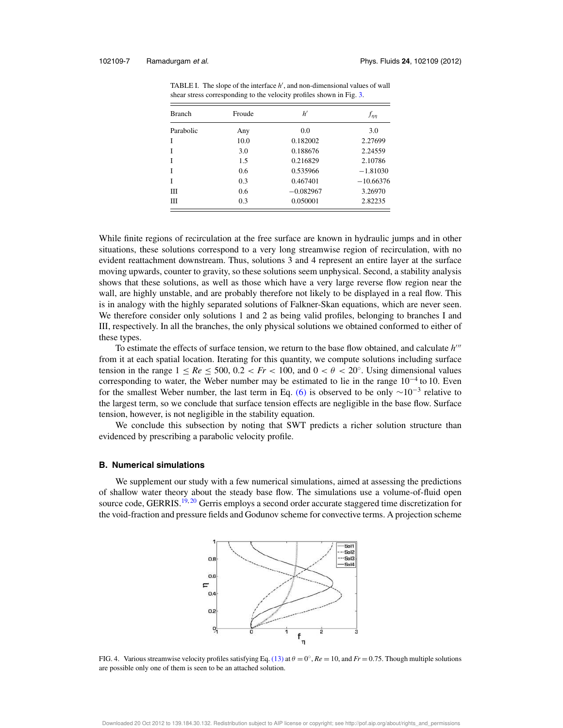TABLE I. The slope of the interface $h'$, and non-dimensional values of wall shear stress corresponding to the velocity profiles shown in Fig. 3.

| Branch | Froude | $h'$ | $f_{\eta\eta}$ |
|---|---|---|---|
| Parabolic | Any | 0.0 | 3.0 |
| I | 10.0 | 0.182002 | 2.27699 |
| I | 3.0 | 0.188676 | 2.24559 |
| I | 1.5 | 0.216829 | 2.10786 |
| I | 0.6 | 0.535966 | −1.81030 |
| I | 0.3 | 0.467401 | −10.66376 |
| III | 0.6 | −0.082967 | 3.26970 |
| III | 0.3 | 0.050001 | 2.82235 |

While finite regions of recirculation at the free surface are known in hydraulic jumps and in other situations, these solutions correspond to a very long streamwise region of recirculation, with no evident reattachment downstream. Thus, solutions 3 and 4 represent an entire layer at the surface moving upwards, counter to gravity, so these solutions seem unphysical. Second, a stability analysis shows that these solutions, as well as those which have a very large reverse flow region near the wall, are highly unstable, and are probably therefore not likely to be displayed in a real flow. This is in analogy with the highly separated solutions of Falkner-Skan equations, which are never seen. We therefore consider only solutions 1 and 2 as being valid profiles, belonging to branches I and III, respectively. In all the branches, the only physical solutions we obtained conformed to either of these types.

To estimate the effects of surface tension, we return to the base flow obtained, and calculate $h'''$ from it at each spatial location. Iterating for this quantity, we compute solutions including surface tension in the range $1 \leq Re \leq 500$, $0.2 < Fr < 100$, and $0 < \theta < 20^{\circ}$. Using dimensional values corresponding to water, the Weber number may be estimated to lie in the range $10^{-4}$ to 10. Even for the smallest Weber number, the last term in Eq. (6) is observed to be only $\sim 10^{-3}$ relative to the largest term, so we conclude that surface tension effects are negligible in the base flow. Surface tension, however, is not negligible in the stability equation.

We conclude this subsection by noting that SWT predicts a richer solution structure than evidenced by prescribing a parabolic velocity profile.

### B. Numerical simulations

We supplement our study with a few numerical simulations, aimed at assessing the predictions of shallow water theory about the steady base flow. The simulations use a volume-of-fluid open source code, GERRIS.[19,20] Gerris employs a second order accurate staggered time discretization for the void-fraction and pressure fields and Godunov scheme for convective terms. A projection scheme

FIG. 4. Various streamwise velocity profiles satisfying Eq. (13) at $\theta = 0^{\circ}$, $Re = 10$, and $Fr = 0.75$. Though multiple solutions are possible only one of them is seen to be an attached solution.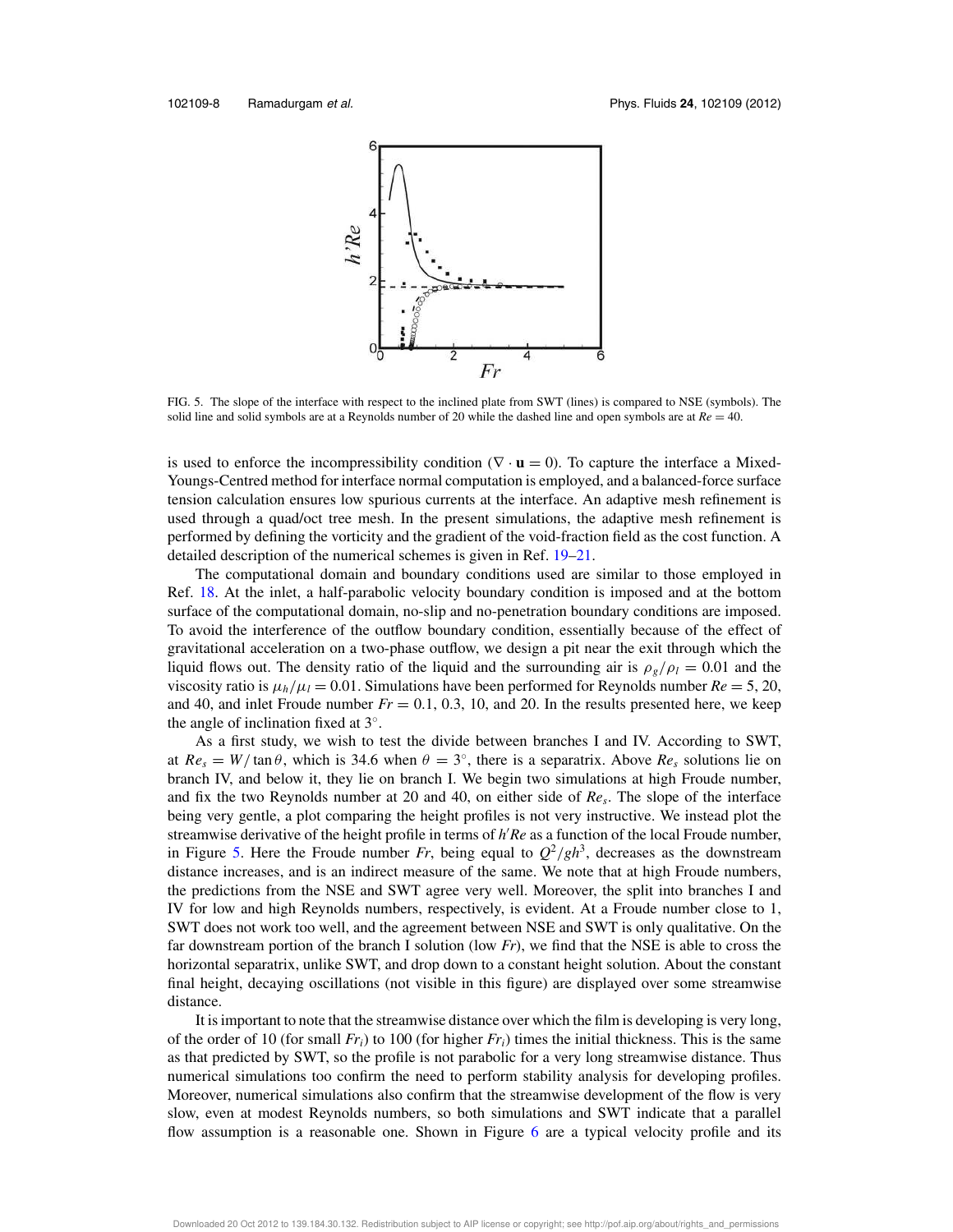FIG. 5. The slope of the interface with respect to the inclined plate from SWT (lines) is compared to NSE (symbols). The solid line and solid symbols are at a Reynolds number of 20 while the dashed line and open symbols are at $Re = 40$.

is used to enforce the incompressibility condition ($\nabla \cdot \mathbf{u} = 0$). To capture the interface a Mixed-Youngs-Centred method for interface normal computation is employed, and a balanced-force surface tension calculation ensures low spurious currents at the interface. An adaptive mesh refinement is used through a quad/oct tree mesh. In the present simulations, the adaptive mesh refinement is performed by defining the vorticity and the gradient of the void-fraction field as the cost function. A detailed description of the numerical schemes is given in Ref. 19–21.

The computational domain and boundary conditions used are similar to those employed in Ref. 18. At the inlet, a half-parabolic velocity boundary condition is imposed and at the bottom surface of the computational domain, no-slip and no-penetration boundary conditions are imposed. To avoid the interference of the outflow boundary condition, essentially because of the effect of gravitational acceleration on a two-phase outflow, we design a pit near the exit through which the liquid flows out. The density ratio of the liquid and the surrounding air is $\rho_g/\rho_l = 0.01$ and the viscosity ratio is $\mu_h/\mu_l = 0.01$. Simulations have been performed for Reynolds number $Re = 5$, 20, and 40, and inlet Froude number $Fr = 0.1$, 0.3, 10, and 20. In the results presented here, we keep the angle of inclination fixed at 3°.

As a first study, we wish to test the divide between branches I and IV. According to SWT, at $Re_s = W/\tan\theta$, which is 34.6 when $\theta = 3°$, there is a separatrix. Above $Re_s$ solutions lie on branch IV, and below it, they lie on branch I. We begin two simulations at high Froude number, and fix the two Reynolds number at 20 and 40, on either side of $Re_s$. The slope of the interface being very gentle, a plot comparing the height profiles is not very instructive. We instead plot the streamwise derivative of the height profile in terms of $h'Re$ as a function of the local Froude number, in Figure 5. Here the Froude number $Fr$, being equal to $Q^2/gh^3$, decreases as the downstream distance increases, and is an indirect measure of the same. We note that at high Froude numbers, the predictions from the NSE and SWT agree very well. Moreover, the split into branches I and IV for low and high Reynolds numbers, respectively, is evident. At a Froude number close to 1, SWT does not work too well, and the agreement between NSE and SWT is only qualitative. On the far downstream portion of the branch I solution (low $Fr$), we find that the NSE is able to cross the horizontal separatrix, unlike SWT, and drop down to a constant height solution. About the constant final height, decaying oscillations (not visible in this figure) are displayed over some streamwise distance.

It is important to note that the streamwise distance over which the film is developing is very long, of the order of 10 (for small $Fr_i$) to 100 (for higher $Fr_i$) times the initial thickness. This is the same as that predicted by SWT, so the profile is not parabolic for a very long streamwise distance. Thus numerical simulations too confirm the need to perform stability analysis for developing profiles. Moreover, numerical simulations also confirm that the streamwise development of the flow is very slow, even at modest Reynolds numbers, so both simulations and SWT indicate that a parallel flow assumption is a reasonable one. Shown in Figure 6 are a typical velocity profile and its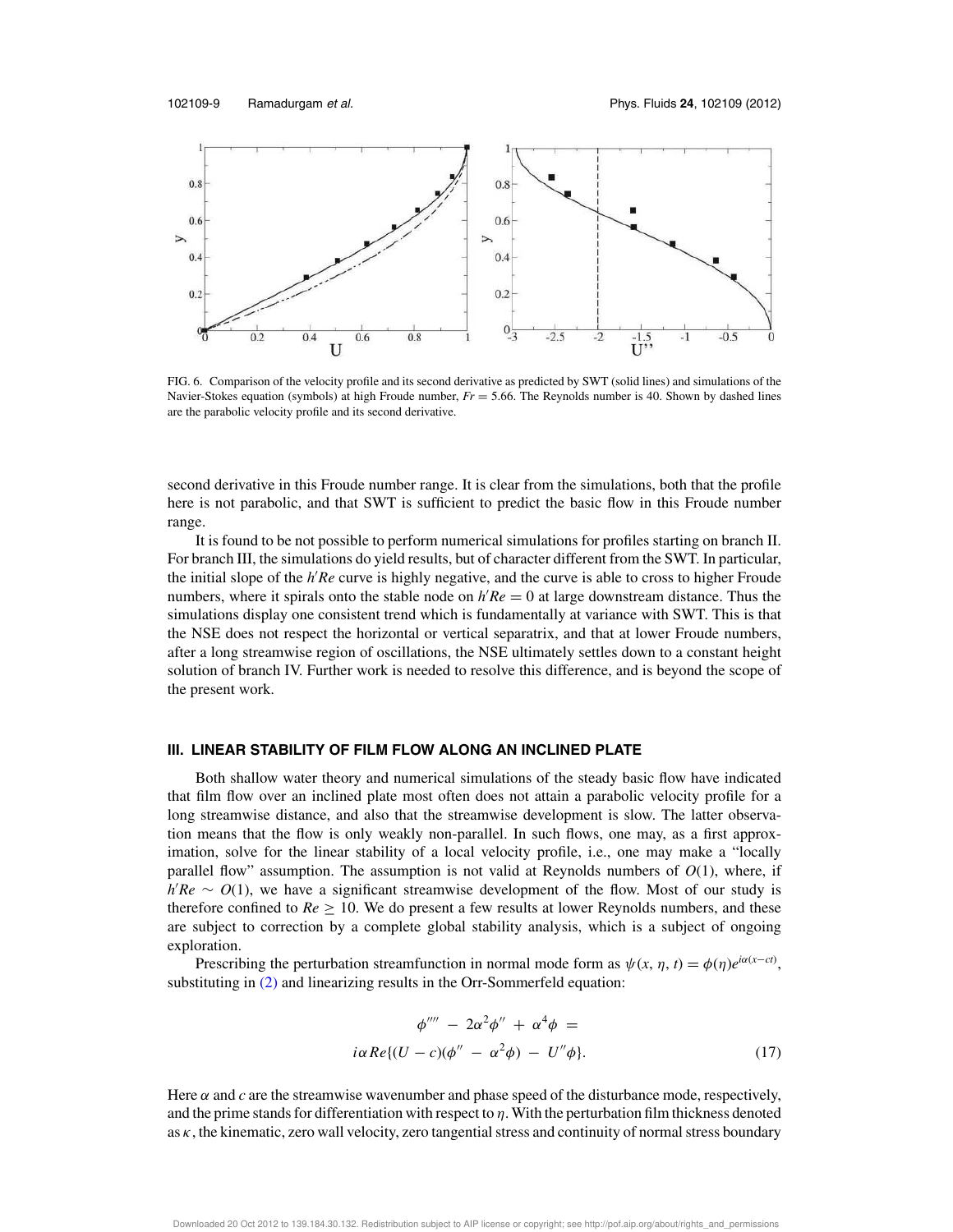FIG. 6. Comparison of the velocity profile and its second derivative as predicted by SWT (solid lines) and simulations of the Navier-Stokes equation (symbols) at high Froude number, $Fr = 5.66$. The Reynolds number is 40. Shown by dashed lines are the parabolic velocity profile and its second derivative.

second derivative in this Froude number range. It is clear from the simulations, both that the profile here is not parabolic, and that SWT is sufficient to predict the basic flow in this Froude number range.

It is found to be not possible to perform numerical simulations for profiles starting on branch II. For branch III, the simulations do yield results, but of character different from the SWT. In particular, the initial slope of the $h'Re$ curve is highly negative, and the curve is able to cross to higher Froude numbers, where it spirals onto the stable node on $h'Re = 0$ at large downstream distance. Thus the simulations display one consistent trend which is fundamentally at variance with SWT. This is that the NSE does not respect the horizontal or vertical separatrix, and that at lower Froude numbers, after a long streamwise region of oscillations, the NSE ultimately settles down to a constant height solution of branch IV. Further work is needed to resolve this difference, and is beyond the scope of the present work.

## III. LINEAR STABILITY OF FILM FLOW ALONG AN INCLINED PLATE

Both shallow water theory and numerical simulations of the steady basic flow have indicated that film flow over an inclined plate most often does not attain a parabolic velocity profile for a long streamwise distance, and also that the streamwise development is slow. The latter observation means that the flow is only weakly non-parallel. In such flows, one may, as a first approximation, solve for the linear stability of a local velocity profile, i.e., one may make a "locally parallel flow" assumption. The assumption is not valid at Reynolds numbers of $O(1)$, where, if $h'Re \sim O(1)$, we have a significant streamwise development of the flow. Most of our study is therefore confined to $Re \geq 10$. We do present a few results at lower Reynolds numbers, and these are subject to correction by a complete global stability analysis, which is a subject of ongoing exploration.

Prescribing the perturbation streamfunction in normal mode form as $\psi(x, \eta, t) = \phi(\eta)e^{i\alpha(x-ct)}$, substituting in (2) and linearizing results in the Orr-Sommerfeld equation:

$$\phi'''' - 2\alpha^2\phi'' + \alpha^4\phi = i\alpha Re\{(U - c)(\phi'' - \alpha^2\phi) - U''\phi\}. \tag{17}$$

Here $\alpha$ and $c$ are the streamwise wavenumber and phase speed of the disturbance mode, respectively, and the prime stands for differentiation with respect to $\eta$. With the perturbation film thickness denoted as $\kappa$, the kinematic, zero wall velocity, zero tangential stress and continuity of normal stress boundary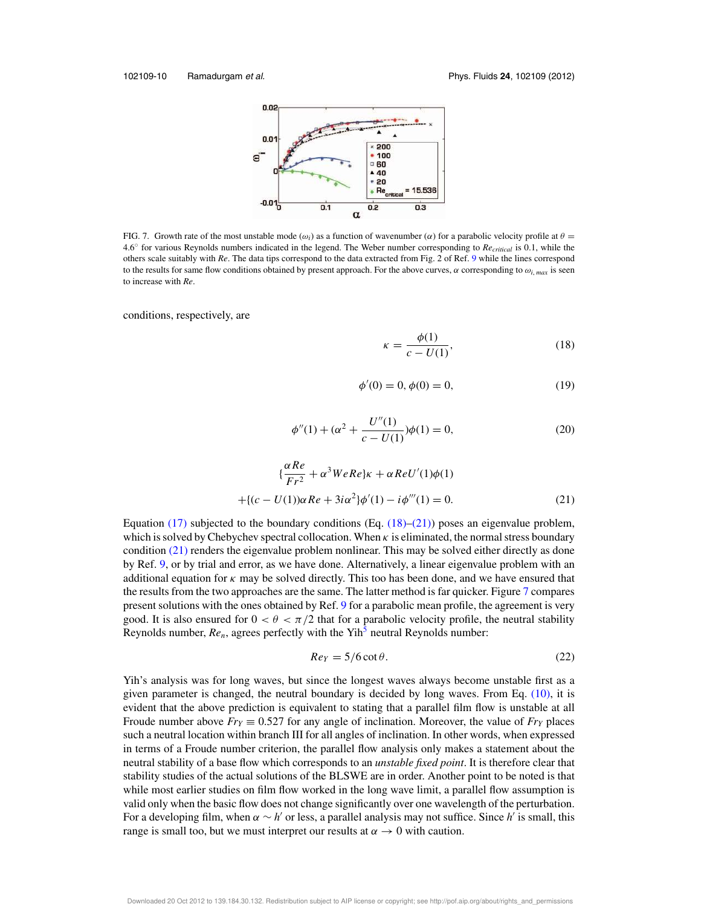FIG. 7. Growth rate of the most unstable mode ($\omega_i$) as a function of wavenumber ($\alpha$) for a parabolic velocity profile at $\theta = 4.6^{\circ}$ for various Reynolds numbers indicated in the legend. The Weber number corresponding to $Re_{critical}$ is 0.1, while the others scale suitably with $Re$. The data tips correspond to the data extracted from Fig. 2 of Ref. 9 while the lines correspond to the results for same flow conditions obtained by present approach. For the above curves, $\alpha$ corresponding to $\omega_{i,\,max}$ is seen to increase with $Re$.

conditions, respectively, are

$$\kappa = \frac{\phi(1)}{c - U(1)}, \tag{18}$$

$$\phi'(0) = 0, \phi(0) = 0, \tag{19}$$

$$\phi''(1) + (\alpha^2 + \frac{U''(1)}{c - U(1)})\phi(1) = 0, \tag{20}$$

$$\{\frac{\alpha Re}{Fr^2} + \alpha^3 We Re\}\kappa + \alpha Re U'(1)\phi(1)$$
$$+\{(c - U(1))\alpha Re + 3i\alpha^2\}\phi'(1) - i\phi'''(1) = 0. \tag{21}$$

Equation (17) subjected to the boundary conditions (Eq. (18)–(21)) poses an eigenvalue problem, which is solved by Chebychev spectral collocation. When $\kappa$ is eliminated, the normal stress boundary condition (21) renders the eigenvalue problem nonlinear. This may be solved either directly as done by Ref. 9, or by trial and error, as we have done. Alternatively, a linear eigenvalue problem with an additional equation for $\kappa$ may be solved directly. This too has been done, and we have ensured that the results from the two approaches are the same. The latter method is far quicker. Figure 7 compares present solutions with the ones obtained by Ref. 9 for a parabolic mean profile, the agreement is very good. It is also ensured for $0 < \theta < \pi/2$ that for a parabolic velocity profile, the neutral stability Reynolds number, $Re_n$, agrees perfectly with the Yih[5] neutral Reynolds number:

$$Re_Y = 5/6 \cot\theta. \tag{22}$$

Yih's analysis was for long waves, but since the longest waves always become unstable first as a given parameter is changed, the neutral boundary is decided by long waves. From Eq. (10), it is evident that the above prediction is equivalent to stating that a parallel film flow is unstable at all Froude number above $Fr_Y \equiv 0.527$ for any angle of inclination. Moreover, the value of $Fr_Y$ places such a neutral location within branch III for all angles of inclination. In other words, when expressed in terms of a Froude number criterion, the parallel flow analysis only makes a statement about the neutral stability of a base flow which corresponds to an *unstable fixed point*. It is therefore clear that stability studies of the actual solutions of the BLSWE are in order. Another point to be noted is that while most earlier studies on film flow worked in the long wave limit, a parallel flow assumption is valid only when the basic flow does not change significantly over one wavelength of the perturbation. For a developing film, when $\alpha \sim h'$ or less, a parallel analysis may not suffice. Since $h'$ is small, this range is small too, but we must interpret our results at $\alpha \to 0$ with caution.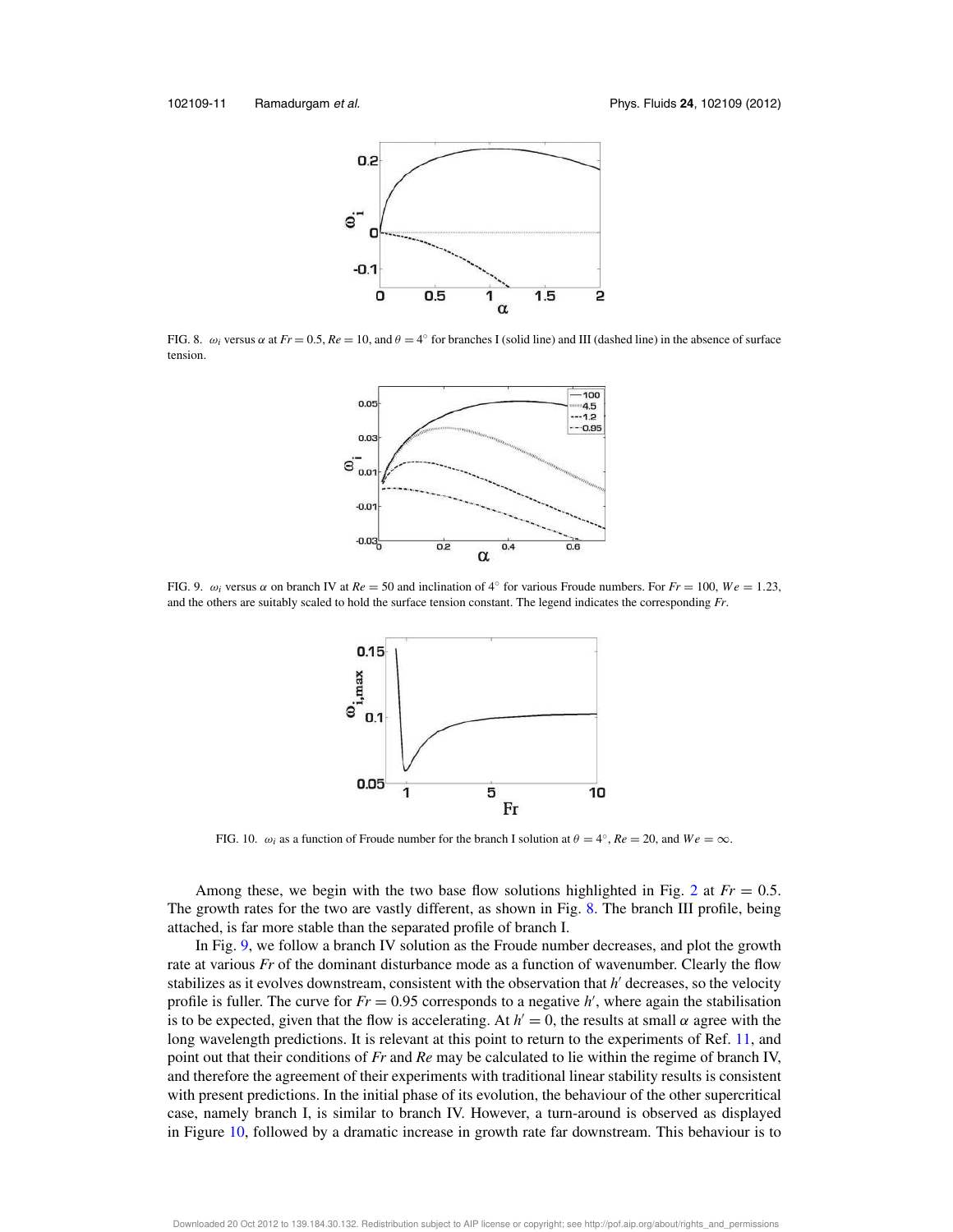FIG. 8. $\omega_i$ versus $\alpha$ at $Fr = 0.5$, $Re = 10$, and $\theta = 4^\circ$ for branches I (solid line) and III (dashed line) in the absence of surface tension.

FIG. 9. $\omega_i$ versus $\alpha$ on branch IV at $Re = 50$ and inclination of $4^\circ$ for various Froude numbers. For $Fr = 100$, $We = 1.23$, and the others are suitably scaled to hold the surface tension constant. The legend indicates the corresponding $Fr$.

FIG. 10. $\omega_i$ as a function of Froude number for the branch I solution at $\theta = 4^\circ$, $Re = 20$, and $We = \infty$.

Among these, we begin with the two base flow solutions highlighted in Fig. 2 at $Fr = 0.5$. The growth rates for the two are vastly different, as shown in Fig. 8. The branch III profile, being attached, is far more stable than the separated profile of branch I.

In Fig. 9, we follow a branch IV solution as the Froude number decreases, and plot the growth rate at various $Fr$ of the dominant disturbance mode as a function of wavenumber. Clearly the flow stabilizes as it evolves downstream, consistent with the observation that $h'$ decreases, so the velocity profile is fuller. The curve for $Fr = 0.95$ corresponds to a negative $h'$, where again the stabilisation is to be expected, given that the flow is accelerating. At $h' = 0$, the results at small $\alpha$ agree with the long wavelength predictions. It is relevant at this point to return to the experiments of Ref. 11, and point out that their conditions of $Fr$ and $Re$ may be calculated to lie within the regime of branch IV, and therefore the agreement of their experiments with traditional linear stability results is consistent with present predictions. In the initial phase of its evolution, the behaviour of the other supercritical case, namely branch I, is similar to branch IV. However, a turn-around is observed as displayed in Figure 10, followed by a dramatic increase in growth rate far downstream. This behaviour is to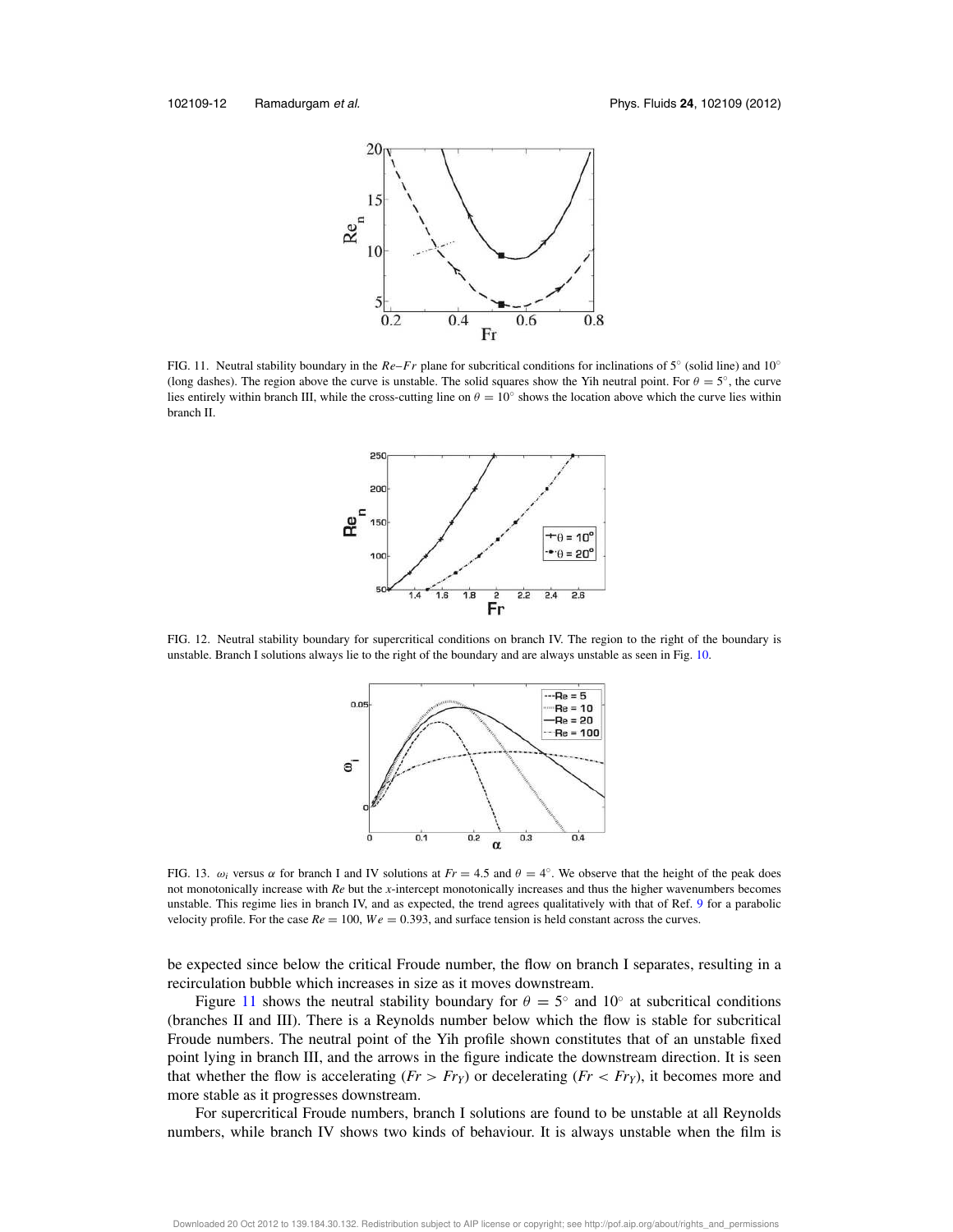FIG. 11. Neutral stability boundary in the $Re$–$Fr$ plane for subcritical conditions for inclinations of 5° (solid line) and 10° (long dashes). The region above the curve is unstable. The solid squares show the Yih neutral point. For $\theta = 5°$, the curve lies entirely within branch III, while the cross-cutting line on $\theta = 10°$ shows the location above which the curve lies within branch II.

FIG. 12. Neutral stability boundary for supercritical conditions on branch IV. The region to the right of the boundary is unstable. Branch I solutions always lie to the right of the boundary and are always unstable as seen in Fig. 10.

FIG. 13. $\omega_i$ versus $\alpha$ for branch I and IV solutions at $Fr = 4.5$ and $\theta = 4°$. We observe that the height of the peak does not monotonically increase with $Re$ but the $x$-intercept monotonically increases and thus the higher wavenumbers becomes unstable. This regime lies in branch IV, and as expected, the trend agrees qualitatively with that of Ref. 9 for a parabolic velocity profile. For the case $Re = 100$, $We = 0.393$, and surface tension is held constant across the curves.

be expected since below the critical Froude number, the flow on branch I separates, resulting in a recirculation bubble which increases in size as it moves downstream.

Figure 11 shows the neutral stability boundary for $\theta = 5°$ and $10°$ at subcritical conditions (branches II and III). There is a Reynolds number below which the flow is stable for subcritical Froude numbers. The neutral point of the Yih profile shown constitutes that of an unstable fixed point lying in branch III, and the arrows in the figure indicate the downstream direction. It is seen that whether the flow is accelerating ($Fr > Fr_Y$) or decelerating ($Fr < Fr_Y$), it becomes more and more stable as it progresses downstream.

For supercritical Froude numbers, branch I solutions are found to be unstable at all Reynolds numbers, while branch IV shows two kinds of behaviour. It is always unstable when the film is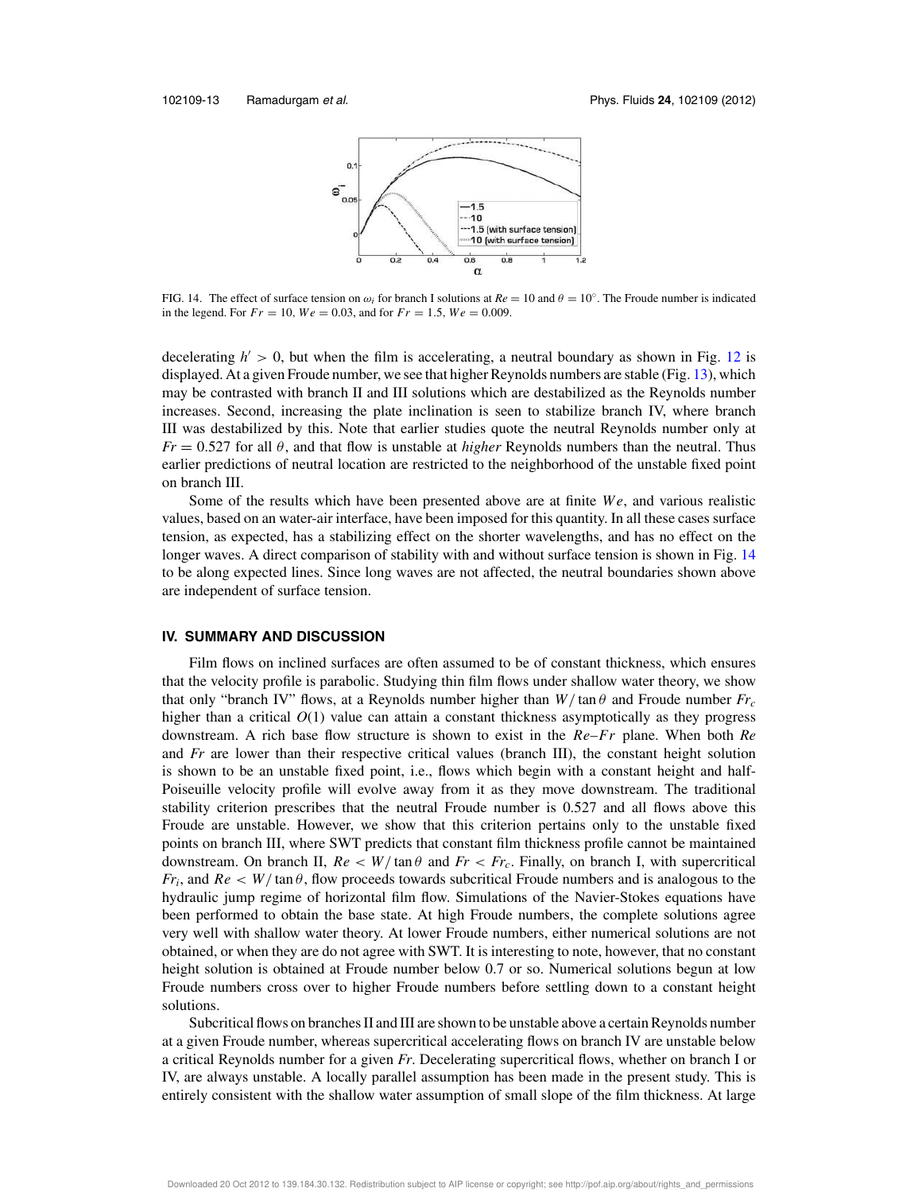FIG. 14. The effect of surface tension on $\omega_i$ for branch I solutions at $Re = 10$ and $\theta = 10^\circ$. The Froude number is indicated in the legend. For $Fr = 10$, $We = 0.03$, and for $Fr = 1.5$, $We = 0.009$.

decelerating $h' > 0$, but when the film is accelerating, a neutral boundary as shown in Fig. 12 is displayed. At a given Froude number, we see that higher Reynolds numbers are stable (Fig. 13), which may be contrasted with branch II and III solutions which are destabilized as the Reynolds number increases. Second, increasing the plate inclination is seen to stabilize branch IV, where branch III was destabilized by this. Note that earlier studies quote the neutral Reynolds number only at $Fr = 0.527$ for all $\theta$, and that flow is unstable at *higher* Reynolds numbers than the neutral. Thus earlier predictions of neutral location are restricted to the neighborhood of the unstable fixed point on branch III.

Some of the results which have been presented above are at finite $We$, and various realistic values, based on an water-air interface, have been imposed for this quantity. In all these cases surface tension, as expected, has a stabilizing effect on the shorter wavelengths, and has no effect on the longer waves. A direct comparison of stability with and without surface tension is shown in Fig. 14 to be along expected lines. Since long waves are not affected, the neutral boundaries shown above are independent of surface tension.

## IV. SUMMARY AND DISCUSSION

Film flows on inclined surfaces are often assumed to be of constant thickness, which ensures that the velocity profile is parabolic. Studying thin film flows under shallow water theory, we show that only "branch IV" flows, at a Reynolds number higher than $W/\tan\theta$ and Froude number $Fr_c$ higher than a critical $O(1)$ value can attain a constant thickness asymptotically as they progress downstream. A rich base flow structure is shown to exist in the $Re$–$Fr$ plane. When both $Re$ and $Fr$ are lower than their respective critical values (branch III), the constant height solution is shown to be an unstable fixed point, i.e., flows which begin with a constant height and half-Poiseuille velocity profile will evolve away from it as they move downstream. The traditional stability criterion prescribes that the neutral Froude number is 0.527 and all flows above this Froude are unstable. However, we show that this criterion pertains only to the unstable fixed points on branch III, where SWT predicts that constant film thickness profile cannot be maintained downstream. On branch II, $Re < W/\tan\theta$ and $Fr < Fr_c$. Finally, on branch I, with supercritical $Fr_i$, and $Re < W/\tan\theta$, flow proceeds towards subcritical Froude numbers and is analogous to the hydraulic jump regime of horizontal film flow. Simulations of the Navier-Stokes equations have been performed to obtain the base state. At high Froude numbers, the complete solutions agree very well with shallow water theory. At lower Froude numbers, either numerical solutions are not obtained, or when they are do not agree with SWT. It is interesting to note, however, that no constant height solution is obtained at Froude number below 0.7 or so. Numerical solutions begun at low Froude numbers cross over to higher Froude numbers before settling down to a constant height solutions.

Subcritical flows on branches II and III are shown to be unstable above a certain Reynolds number at a given Froude number, whereas supercritical accelerating flows on branch IV are unstable below a critical Reynolds number for a given $Fr$. Decelerating supercritical flows, whether on branch I or IV, are always unstable. A locally parallel assumption has been made in the present study. This is entirely consistent with the shallow water assumption of small slope of the film thickness. At large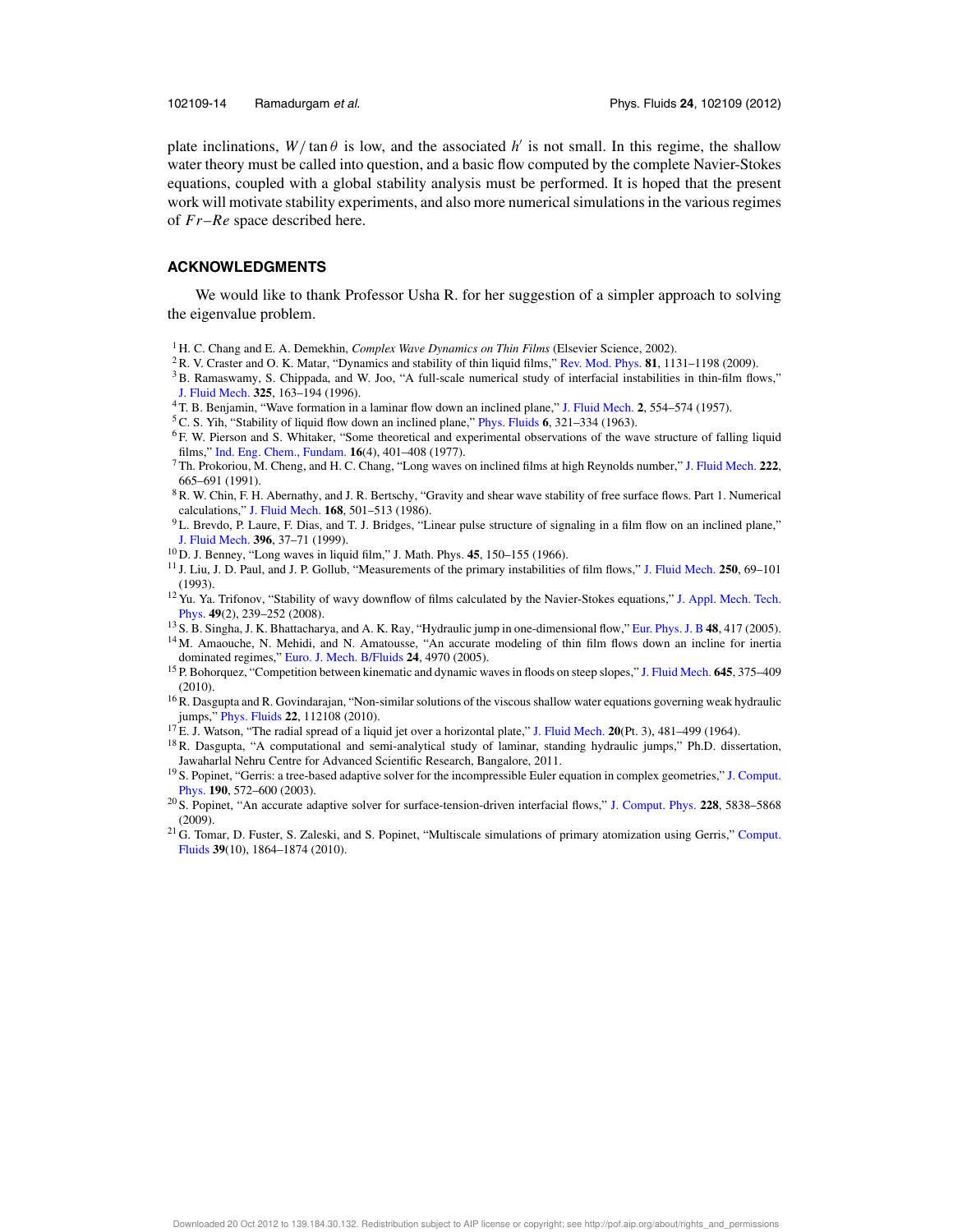plate inclinations, $W/\tan\theta$ is low, and the associated $h'$ is not small. In this regime, the shallow water theory must be called into question, and a basic flow computed by the complete Navier-Stokes equations, coupled with a global stability analysis must be performed. It is hoped that the present work will motivate stability experiments, and also more numerical simulations in the various regimes of $Fr$–$Re$ space described here.

## ACKNOWLEDGMENTS

We would like to thank Professor Usha R. for her suggestion of a simpler approach to solving the eigenvalue problem.

[1] H. C. Chang and E. A. Demekhin, *Complex Wave Dynamics on Thin Films* (Elsevier Science, 2002).
[2] R. V. Craster and O. K. Matar, "Dynamics and stability of thin liquid films," Rev. Mod. Phys. **81**, 1131–1198 (2009).
[3] B. Ramaswamy, S. Chippada, and W. Joo, "A full-scale numerical study of interfacial instabilities in thin-film flows," J. Fluid Mech. **325**, 163–194 (1996).
[4] T. B. Benjamin, "Wave formation in a laminar flow down an inclined plane," J. Fluid Mech. **2**, 554–574 (1957).
[5] C. S. Yih, "Stability of liquid flow down an inclined plane," Phys. Fluids **6**, 321–334 (1963).
[6] F. W. Pierson and S. Whitaker, "Some theoretical and experimental observations of the wave structure of falling liquid films," Ind. Eng. Chem., Fundam. **16**(4), 401–408 (1977).
[7] Th. Prokoriou, M. Cheng, and H. C. Chang, "Long waves on inclined films at high Reynolds number," J. Fluid Mech. **222**, 665–691 (1991).
[8] R. W. Chin, F. H. Abernathy, and J. R. Bertschy, "Gravity and shear wave stability of free surface flows. Part 1. Numerical calculations," J. Fluid Mech. **168**, 501–513 (1986).
[9] L. Brevdo, P. Laure, F. Dias, and T. J. Bridges, "Linear pulse structure of signaling in a film flow on an inclined plane," J. Fluid Mech. **396**, 37–71 (1999).
[10] D. J. Benney, "Long waves in liquid film," J. Math. Phys. **45**, 150–155 (1966).
[11] J. Liu, J. D. Paul, and J. P. Gollub, "Measurements of the primary instabilities of film flows," J. Fluid Mech. **250**, 69–101 (1993).
[12] Yu. Ya. Trifonov, "Stability of wavy downflow of films calculated by the Navier-Stokes equations," J. Appl. Mech. Tech. Phys. **49**(2), 239–252 (2008).
[13] S. B. Singha, J. K. Bhattacharya, and A. K. Ray, "Hydraulic jump in one-dimensional flow," Eur. Phys. J. B **48**, 417 (2005).
[14] M. Amaouche, N. Mehidi, and N. Amatousse, "An accurate modeling of thin film flows down an incline for inertia dominated regimes," Euro. J. Mech. B/Fluids **24**, 4970 (2005).
[15] P. Bohorquez, "Competition between kinematic and dynamic waves in floods on steep slopes," J. Fluid Mech. **645**, 375–409 (2010).
[16] R. Dasgupta and R. Govindarajan, "Non-similar solutions of the viscous shallow water equations governing weak hydraulic jumps," Phys. Fluids **22**, 112108 (2010).
[17] E. J. Watson, "The radial spread of a liquid jet over a horizontal plate," J. Fluid Mech. **20**(Pt. 3), 481–499 (1964).
[18] R. Dasgupta, "A computational and semi-analytical study of laminar, standing hydraulic jumps," Ph.D. dissertation, Jawaharlal Nehru Centre for Advanced Scientific Research, Bangalore, 2011.
[19] S. Popinet, "Gerris: a tree-based adaptive solver for the incompressible Euler equation in complex geometries," J. Comput. Phys. **190**, 572–600 (2003).
[20] S. Popinet, "An accurate adaptive solver for surface-tension-driven interfacial flows," J. Comput. Phys. **228**, 5838–5868 (2009).
[21] G. Tomar, D. Fuster, S. Zaleski, and S. Popinet, "Multiscale simulations of primary atomization using Gerris," Comput. Fluids **39**(10), 1864–1874 (2010).